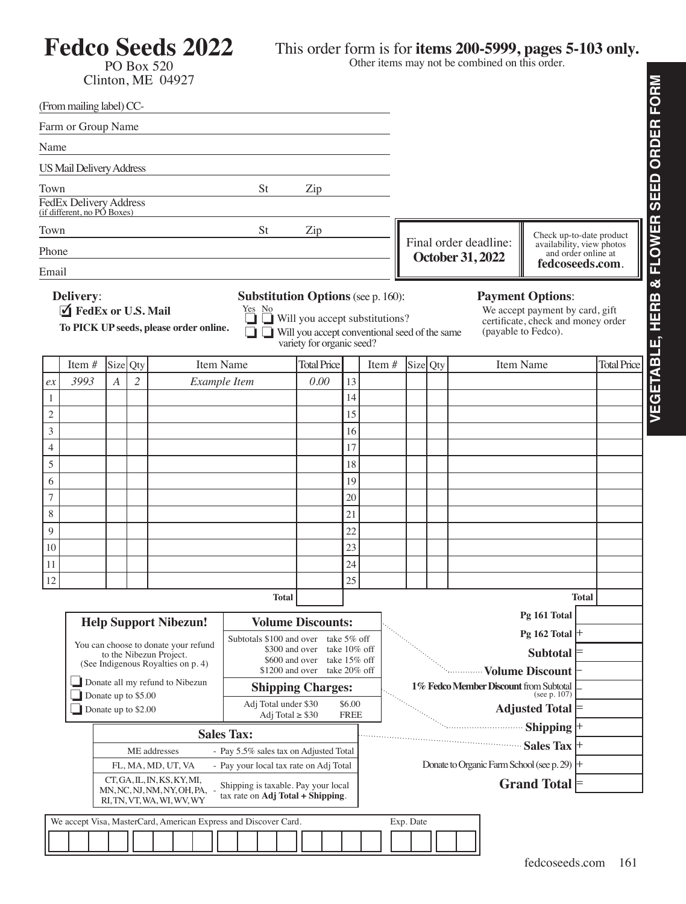# Fedco Seeds 2022

PO Box 520
Clinton, ME 04927

This order form is for **items 200-5999, pages 5-103 only.**
Other items may not be combined on this order.

**VEGETABLE, HERB & FLOWER SEED ORDER FORM**

(From mailing label) CC-

Farm or Group Name

Name

US Mail Delivery Address

Town St Zip

FedEx Delivery Address
(if different, no PO Boxes)

Town St Zip

Phone

Email

Final order deadline: **October 31, 2022**

Check up-to-date product availability, view photos and order online at **fedcoseeds.com**.

**Delivery**:
☑ **FedEx or U.S. Mail**
**To PICK UP seeds, please order online.**

**Substitution Options** (see p. 160):
Yes No
☐ ☐ Will you accept substitutions?
☐ ☐ Will you accept conventional seed of the same variety for organic seed?

**Payment Options**:
We accept payment by card, gift certificate, check and money order (payable to Fedco).

| | Item # | Size | Qty | Item Name | Total Price | | Item # | Size | Qty | Item Name | Total Price |
|---|---|---|---|---|---|---|---|---|---|---|---|
| *ex* | *3993* | *A* | *2* | *Example Item* | *0.00* | 13 | | | | | |
| 1 | | | | | | 14 | | | | | |
| 2 | | | | | | 15 | | | | | |
| 3 | | | | | | 16 | | | | | |
| 4 | | | | | | 17 | | | | | |
| 5 | | | | | | 18 | | | | | |
| 6 | | | | | | 19 | | | | | |
| 7 | | | | | | 20 | | | | | |
| 8 | | | | | | 21 | | | | | |
| 9 | | | | | | 22 | | | | | |
| 10 | | | | | | 23 | | | | | |
| 11 | | | | | | 24 | | | | | |
| 12 | | | | | | 25 | | | | | |
| | | | | **Total** | | | | | | **Total** | |

### Help Support Nibezun!

You can choose to donate your refund to the Nibezun Project.
(See Indigenous Royalties on p. 4)

☐ Donate all my refund to Nibezun
☐ Donate up to $5.00
☐ Donate up to $2.00

### Volume Discounts:

| Subtotals | Discount |
|---|---|
| $100 and over | take 5% off |
| $300 and over | take 10% off |
| $600 and over | take 15% off |
| $1200 and over | take 20% off |

### Shipping Charges:

| | |
|---|---|
| Adj Total under $30 | $6.00 |
| Adj Total ≥ $30 | FREE |

### Sales Tax:

| Addresses | |
|---|---|
| ME addresses | - Pay 5.5% sales tax on Adjusted Total |
| FL, MA, MD, UT, VA | - Pay your local tax rate on Adj Total |
| CT, GA, IL, IN, KS, KY, MI, MN, NC, NJ, NM, NY, OH, PA, RI, TN, VT, WA, WI, WV, WY | - Shipping is taxable. Pay your local tax rate on **Adj Total + Shipping**. |

| | |
|---|---|
| **Pg 161 Total** | |
| **Pg 162 Total** | + |
| **Subtotal** | = |
| **Volume Discount** | – |
| **1% Fedco Member Discount** from Subtotal (see p. 107) | – |
| **Adjusted Total** | = |
| **Shipping** | + |
| **Sales Tax** | + |
| Donate to Organic Farm School (see p. 29) | + |
| **Grand Total** | = |

We accept Visa, MasterCard, American Express and Discover Card. Exp. Date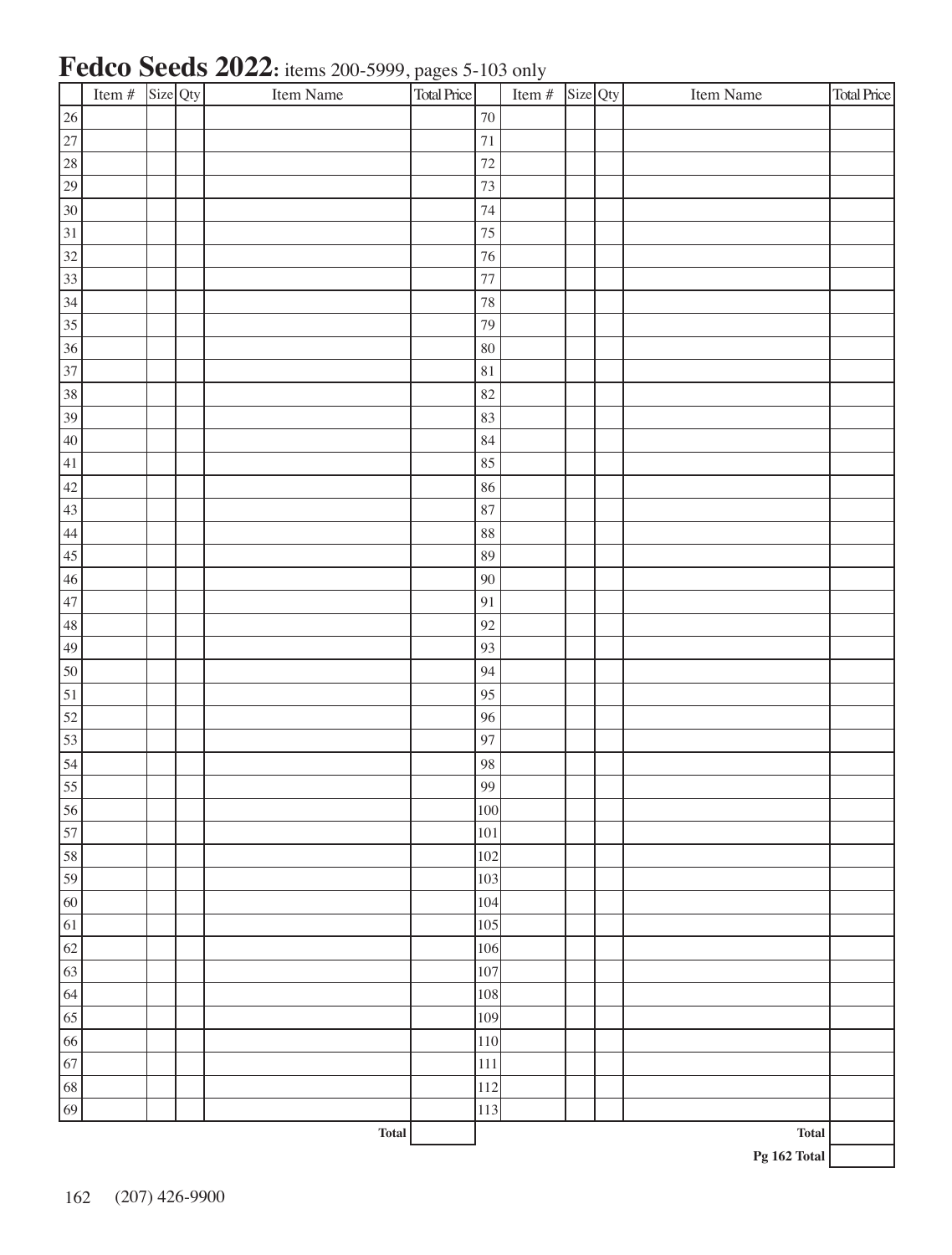# Fedco Seeds 2022: items 200-5999, pages 5-103 only

| | Item # | Size | Qty | Item Name | Total Price | | Item # | Size | Qty | Item Name | Total Price |
|---|---|---|---|---|---|---|---|---|---|---|---|
| 26 | | | | | | 70 | | | | | |
| 27 | | | | | | 71 | | | | | |
| 28 | | | | | | 72 | | | | | |
| 29 | | | | | | 73 | | | | | |
| 30 | | | | | | 74 | | | | | |
| 31 | | | | | | 75 | | | | | |
| 32 | | | | | | 76 | | | | | |
| 33 | | | | | | 77 | | | | | |
| 34 | | | | | | 78 | | | | | |
| 35 | | | | | | 79 | | | | | |
| 36 | | | | | | 80 | | | | | |
| 37 | | | | | | 81 | | | | | |
| 38 | | | | | | 82 | | | | | |
| 39 | | | | | | 83 | | | | | |
| 40 | | | | | | 84 | | | | | |
| 41 | | | | | | 85 | | | | | |
| 42 | | | | | | 86 | | | | | |
| 43 | | | | | | 87 | | | | | |
| 44 | | | | | | 88 | | | | | |
| 45 | | | | | | 89 | | | | | |
| 46 | | | | | | 90 | | | | | |
| 47 | | | | | | 91 | | | | | |
| 48 | | | | | | 92 | | | | | |
| 49 | | | | | | 93 | | | | | |
| 50 | | | | | | 94 | | | | | |
| 51 | | | | | | 95 | | | | | |
| 52 | | | | | | 96 | | | | | |
| 53 | | | | | | 97 | | | | | |
| 54 | | | | | | 98 | | | | | |
| 55 | | | | | | 99 | | | | | |
| 56 | | | | | | 100 | | | | | |
| 57 | | | | | | 101 | | | | | |
| 58 | | | | | | 102 | | | | | |
| 59 | | | | | | 103 | | | | | |
| 60 | | | | | | 104 | | | | | |
| 61 | | | | | | 105 | | | | | |
| 62 | | | | | | 106 | | | | | |
| 63 | | | | | | 107 | | | | | |
| 64 | | | | | | 108 | | | | | |
| 65 | | | | | | 109 | | | | | |
| 66 | | | | | | 110 | | | | | |
| 67 | | | | | | 111 | | | | | |
| 68 | | | | | | 112 | | | | | |
| 69 | | | | | | 113 | | | | | |
| | | | | **Total** | | | | | | **Total** | |
| | | | | | | | | | | **Pg 162 Total** | |

(207) 426-9900